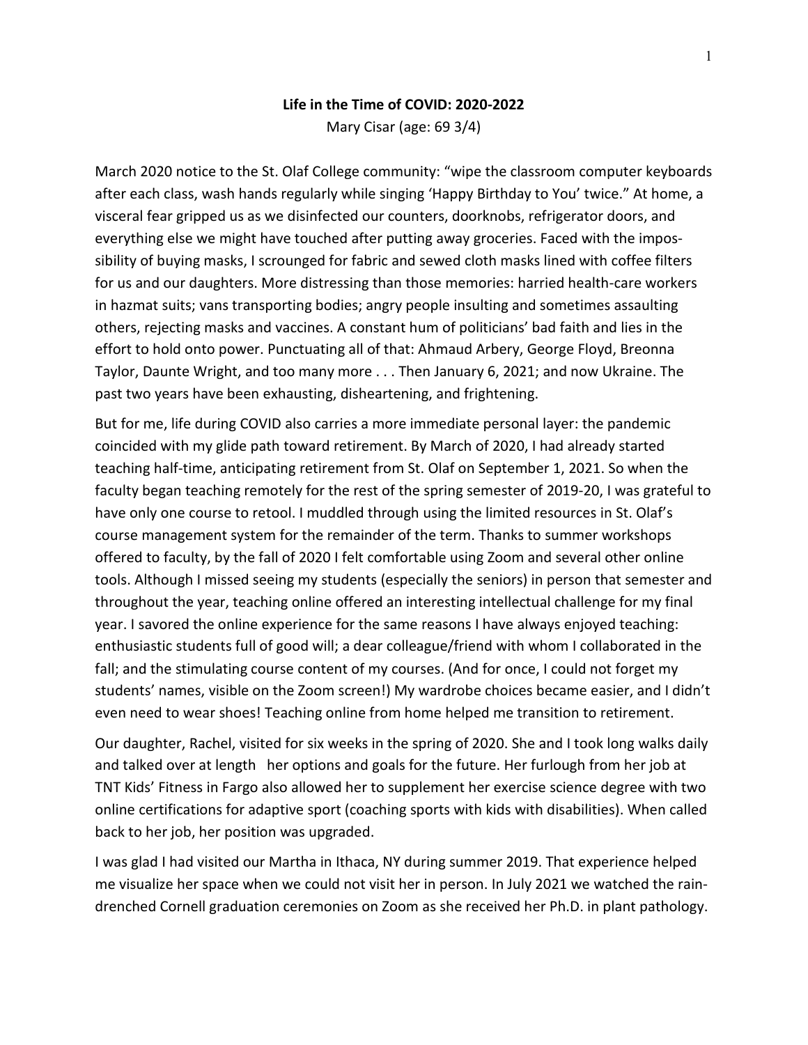**Life in the Time of COVID: 2020-2022**

Mary Cisar (age: 69 3/4)

March 2020 notice to the St. Olaf College community: "wipe the classroom computer keyboards after each class, wash hands regularly while singing 'Happy Birthday to You' twice." At home, a visceral fear gripped us as we disinfected our counters, doorknobs, refrigerator doors, and everything else we might have touched after putting away groceries. Faced with the impossibility of buying masks, I scrounged for fabric and sewed cloth masks lined with coffee filters for us and our daughters. More distressing than those memories: harried health-care workers in hazmat suits; vans transporting bodies; angry people insulting and sometimes assaulting others, rejecting masks and vaccines. A constant hum of politicians' bad faith and lies in the effort to hold onto power. Punctuating all of that: Ahmaud Arbery, George Floyd, Breonna Taylor, Daunte Wright, and too many more . . . Then January 6, 2021; and now Ukraine. The past two years have been exhausting, disheartening, and frightening.

But for me, life during COVID also carries a more immediate personal layer: the pandemic coincided with my glide path toward retirement. By March of 2020, I had already started teaching half-time, anticipating retirement from St. Olaf on September 1, 2021. So when the faculty began teaching remotely for the rest of the spring semester of 2019-20, I was grateful to have only one course to retool. I muddled through using the limited resources in St. Olaf's course management system for the remainder of the term. Thanks to summer workshops offered to faculty, by the fall of 2020 I felt comfortable using Zoom and several other online tools. Although I missed seeing my students (especially the seniors) in person that semester and throughout the year, teaching online offered an interesting intellectual challenge for my final year. I savored the online experience for the same reasons I have always enjoyed teaching: enthusiastic students full of good will; a dear colleague/friend with whom I collaborated in the fall; and the stimulating course content of my courses. (And for once, I could not forget my students' names, visible on the Zoom screen!) My wardrobe choices became easier, and I didn't even need to wear shoes! Teaching online from home helped me transition to retirement.

Our daughter, Rachel, visited for six weeks in the spring of 2020. She and I took long walks daily and talked over at length her options and goals for the future. Her furlough from her job at TNT Kids' Fitness in Fargo also allowed her to supplement her exercise science degree with two online certifications for adaptive sport (coaching sports with kids with disabilities). When called back to her job, her position was upgraded.

I was glad I had visited our Martha in Ithaca, NY during summer 2019. That experience helped me visualize her space when we could not visit her in person. In July 2021 we watched the rain-drenched Cornell graduation ceremonies on Zoom as she received her Ph.D. in plant pathology.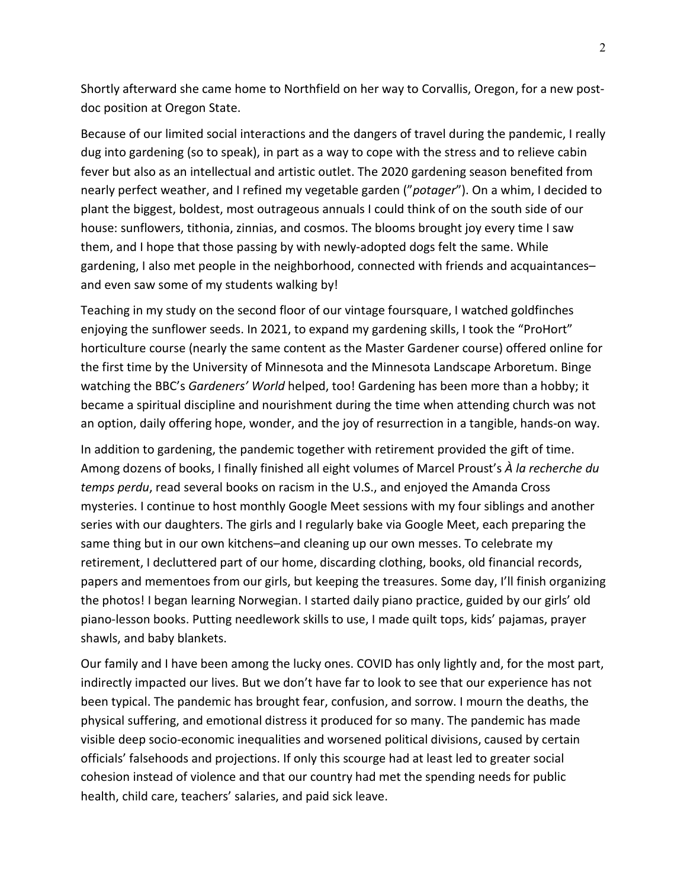Shortly afterward she came home to Northfield on her way to Corvallis, Oregon, for a new post-doc position at Oregon State.

Because of our limited social interactions and the dangers of travel during the pandemic, I really dug into gardening (so to speak), in part as a way to cope with the stress and to relieve cabin fever but also as an intellectual and artistic outlet. The 2020 gardening season benefited from nearly perfect weather, and I refined my vegetable garden ("*potager*"). On a whim, I decided to plant the biggest, boldest, most outrageous annuals I could think of on the south side of our house: sunflowers, tithonia, zinnias, and cosmos. The blooms brought joy every time I saw them, and I hope that those passing by with newly-adopted dogs felt the same. While gardening, I also met people in the neighborhood, connected with friends and acquaintances–and even saw some of my students walking by!

Teaching in my study on the second floor of our vintage foursquare, I watched goldfinches enjoying the sunflower seeds. In 2021, to expand my gardening skills, I took the "ProHort" horticulture course (nearly the same content as the Master Gardener course) offered online for the first time by the University of Minnesota and the Minnesota Landscape Arboretum. Binge watching the BBC's *Gardeners' World* helped, too! Gardening has been more than a hobby; it became a spiritual discipline and nourishment during the time when attending church was not an option, daily offering hope, wonder, and the joy of resurrection in a tangible, hands-on way.

In addition to gardening, the pandemic together with retirement provided the gift of time. Among dozens of books, I finally finished all eight volumes of Marcel Proust's *À la recherche du temps perdu*, read several books on racism in the U.S., and enjoyed the Amanda Cross mysteries. I continue to host monthly Google Meet sessions with my four siblings and another series with our daughters. The girls and I regularly bake via Google Meet, each preparing the same thing but in our own kitchens–and cleaning up our own messes. To celebrate my retirement, I decluttered part of our home, discarding clothing, books, old financial records, papers and mementoes from our girls, but keeping the treasures. Some day, I'll finish organizing the photos! I began learning Norwegian. I started daily piano practice, guided by our girls' old piano-lesson books. Putting needlework skills to use, I made quilt tops, kids' pajamas, prayer shawls, and baby blankets.

Our family and I have been among the lucky ones. COVID has only lightly and, for the most part, indirectly impacted our lives. But we don't have far to look to see that our experience has not been typical. The pandemic has brought fear, confusion, and sorrow. I mourn the deaths, the physical suffering, and emotional distress it produced for so many. The pandemic has made visible deep socio-economic inequalities and worsened political divisions, caused by certain officials' falsehoods and projections. If only this scourge had at least led to greater social cohesion instead of violence and that our country had met the spending needs for public health, child care, teachers' salaries, and paid sick leave.